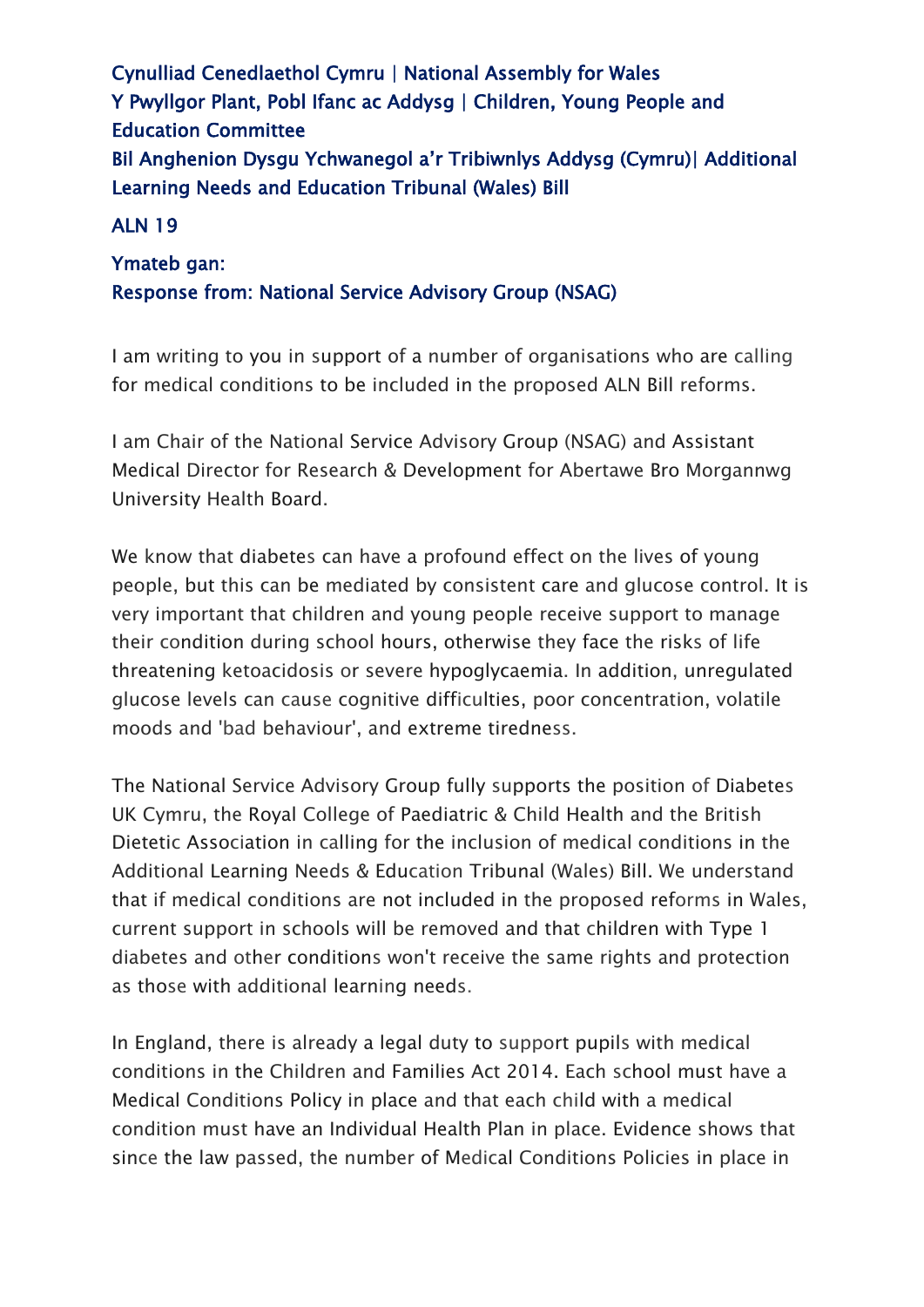**Cynulliad Cenedlaethol Cymru | National Assembly for Wales**
**Y Pwyllgor Plant, Pobl Ifanc ac Addysg | Children, Young People and Education Committee**
**Bil Anghenion Dysgu Ychwanegol a'r Tribiwnlys Addysg (Cymru)| Additional Learning Needs and Education Tribunal (Wales) Bill**

**ALN 19**

**Ymateb gan:**
**Response from: National Service Advisory Group (NSAG)**

I am writing to you in support of a number of organisations who are calling for medical conditions to be included in the proposed ALN Bill reforms.

I am Chair of the National Service Advisory Group (NSAG) and Assistant Medical Director for Research & Development for Abertawe Bro Morgannwg University Health Board.

We know that diabetes can have a profound effect on the lives of young people, but this can be mediated by consistent care and glucose control. It is very important that children and young people receive support to manage their condition during school hours, otherwise they face the risks of life threatening ketoacidosis or severe hypoglycaemia. In addition, unregulated glucose levels can cause cognitive difficulties, poor concentration, volatile moods and 'bad behaviour', and extreme tiredness.

The National Service Advisory Group fully supports the position of Diabetes UK Cymru, the Royal College of Paediatric & Child Health and the British Dietetic Association in calling for the inclusion of medical conditions in the Additional Learning Needs & Education Tribunal (Wales) Bill. We understand that if medical conditions are not included in the proposed reforms in Wales, current support in schools will be removed and that children with Type 1 diabetes and other conditions won't receive the same rights and protection as those with additional learning needs.

In England, there is already a legal duty to support pupils with medical conditions in the Children and Families Act 2014. Each school must have a Medical Conditions Policy in place and that each child with a medical condition must have an Individual Health Plan in place. Evidence shows that since the law passed, the number of Medical Conditions Policies in place in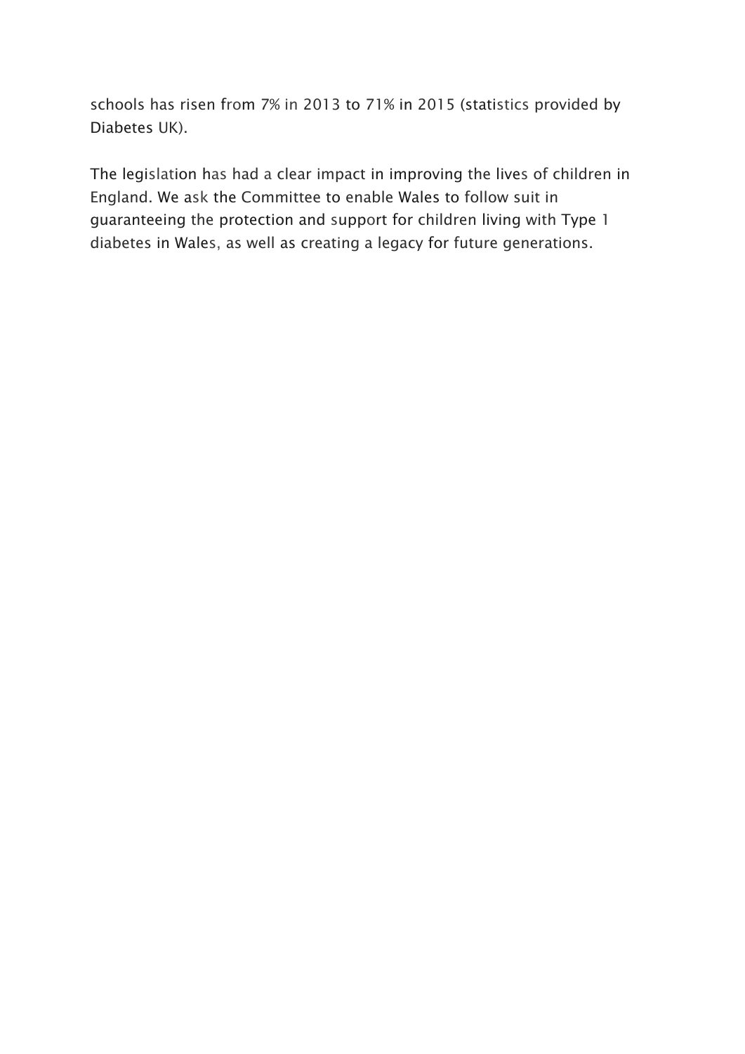schools has risen from 7% in 2013 to 71% in 2015 (statistics provided by Diabetes UK).

The legislation has had a clear impact in improving the lives of children in England. We ask the Committee to enable Wales to follow suit in guaranteeing the protection and support for children living with Type 1 diabetes in Wales, as well as creating a legacy for future generations.